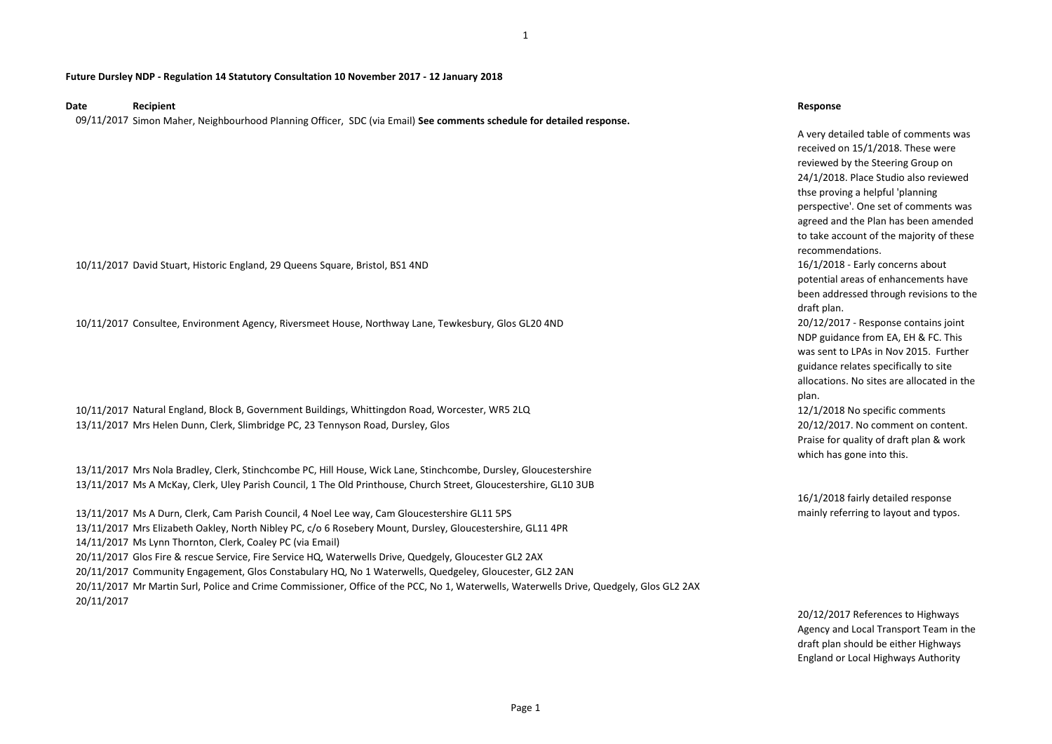**Future Dursley NDP - Regulation 14 Statutory Consultation 10 November 2017 - 12 January 2018**

| Date | Recipient | Response |
|---|---|---|
| 09/11/2017 | Simon Maher, Neighbourhood Planning Officer, SDC (via Email) **See comments schedule for detailed response.** | A very detailed table of comments was received on 15/1/2018. These were reviewed by the Steering Group on 24/1/2018. Place Studio also reviewed thse proving a helpful 'planning perspective'. One set of comments was agreed and the Plan has been amended to take account of the majority of these recommendations. |
| 10/11/2017 | David Stuart, Historic England, 29 Queens Square, Bristol, BS1 4ND | 16/1/2018 - Early concerns about potential areas of enhancements have been addressed through revisions to the draft plan. |
| 10/11/2017 | Consultee, Environment Agency, Riversmeet House, Northway Lane, Tewkesbury, Glos GL20 4ND | 20/12/2017 - Response contains joint NDP guidance from EA, EH & FC. This was sent to LPAs in Nov 2015. Further guidance relates specifically to site allocations. No sites are allocated in the plan. |
| 10/11/2017 | Natural England, Block B, Government Buildings, Whittingdon Road, Worcester, WR5 2LQ | 12/1/2018 No specific comments |
| 13/11/2017 | Mrs Helen Dunn, Clerk, Slimbridge PC, 23 Tennyson Road, Dursley, Glos | 20/12/2017. No comment on content. Praise for quality of draft plan & work which has gone into this. |
| 13/11/2017 | Mrs Nola Bradley, Clerk, Stinchcombe PC, Hill House, Wick Lane, Stinchcombe, Dursley, Gloucestershire | |
| 13/11/2017 | Ms A McKay, Clerk, Uley Parish Council, 1 The Old Printhouse, Church Street, Gloucestershire, GL10 3UB | |
| 13/11/2017 | Ms A Durn, Clerk, Cam Parish Council, 4 Noel Lee way, Cam Gloucestershire GL11 5PS | 16/1/2018 fairly detailed response mainly referring to layout and typos. |
| 13/11/2017 | Mrs Elizabeth Oakley, North Nibley PC, c/o 6 Rosebery Mount, Dursley, Gloucestershire, GL11 4PR | |
| 14/11/2017 | Ms Lynn Thornton, Clerk, Coaley PC (via Email) | |
| 20/11/2017 | Glos Fire & rescue Service, Fire Service HQ, Waterwells Drive, Quedgely, Gloucester GL2 2AX | |
| 20/11/2017 | Community Engagement, Glos Constabulary HQ, No 1 Waterwells, Quedgeley, Gloucester, GL2 2AN | |
| 20/11/2017 | Mr Martin Surl, Police and Crime Commissioner, Office of the PCC, No 1, Waterwells, Waterwells Drive, Quedgely, Glos GL2 2AX | |
| 20/11/2017 | | 20/12/2017 References to Highways Agency and Local Transport Team in the draft plan should be either Highways England or Local Highways Authority |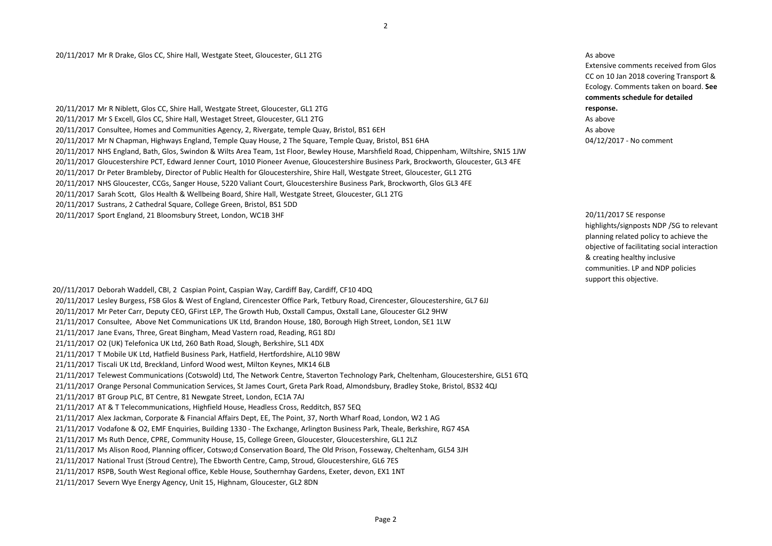| Date | Consultee | Response |
| --- | --- | --- |
| 20/11/2017 | Mr R Drake, Glos CC, Shire Hall, Westgate Steet, Gloucester, GL1 2TG | As above<br>Extensive comments received from Glos CC on 10 Jan 2018 covering Transport & Ecology. Comments taken on board. **See comments schedule for detailed response.** |
| 20/11/2017 | Mr R Niblett, Glos CC, Shire Hall, Westgate Street, Gloucester, GL1 2TG | |
| 20/11/2017 | Mr S Excell, Glos CC, Shire Hall, Westaget Street, Gloucester, GL1 2TG | As above |
| 20/11/2017 | Consultee, Homes and Communities Agency, 2, Rivergate, temple Quay, Bristol, BS1 6EH | As above |
| 20/11/2017 | Mr N Chapman, Highways England, Temple Quay House, 2 The Square, Temple Quay, Bristol, BS1 6HA | 04/12/2017 - No comment |
| 20/11/2017 | NHS England, Bath, Glos, Swindon & Wilts Area Team, 1st Floor, Bewley House, Marshfield Road, Chippenham, Wiltshire, SN15 1JW | |
| 20/11/2017 | Gloucestershire PCT, Edward Jenner Court, 1010 Pioneer Avenue, Gloucestershire Business Park, Brockworth, Gloucester, GL3 4FE | |
| 20/11/2017 | Dr Peter Brambleby, Director of Public Health for Gloucestershire, Shire Hall, Westgate Street, Gloucester, GL1 2TG | |
| 20/11/2017 | NHS Gloucester, CCGs, Sanger House, 5220 Valiant Court, Gloucestershire Business Park, Brockworth, Glos GL3 4FE | |
| 20/11/2017 | Sarah Scott, Glos Health & Wellbeing Board, Shire Hall, Westgate Street, Gloucester, GL1 2TG | |
| 20/11/2017 | Sustrans, 2 Cathedral Square, College Green, Bristol, BS1 5DD | |
| 20/11/2017 | Sport England, 21 Bloomsbury Street, London, WC1B 3HF | 20/11/2017 SE response highlights/signposts NDP /SG to relevant planning related policy to achieve the objective of facilitating social interaction & creating healthy inclusive communities. LP and NDP policies support this objective. |
| 20//11/2017 | Deborah Waddell, CBI, 2 Caspian Point, Caspian Way, Cardiff Bay, Cardiff, CF10 4DQ | |
| 20/11/2017 | Lesley Burgess, FSB Glos & West of England, Cirencester Office Park, Tetbury Road, Cirencester, Gloucestershire, GL7 6JJ | |
| 20/11/2017 | Mr Peter Carr, Deputy CEO, GFirst LEP, The Growth Hub, Oxstall Campus, Oxstall Lane, Gloucester GL2 9HW | |
| 21/11/2017 | Consultee, Above Net Communications UK Ltd, Brandon House, 180, Borough High Street, London, SE1 1LW | |
| 21/11/2017 | Jane Evans, Three, Great Bingham, Mead Vastern road, Reading, RG1 8DJ | |
| 21/11/2017 | O2 (UK) Telefonica UK Ltd, 260 Bath Road, Slough, Berkshire, SL1 4DX | |
| 21/11/2017 | T Mobile UK Ltd, Hatfield Business Park, Hatfield, Hertfordshire, AL10 9BW | |
| 21/11/2017 | Tiscali UK Ltd, Breckland, Linford Wood west, Milton Keynes, MK14 6LB | |
| 21/11/2017 | Telewest Communications (Cotswold) Ltd, The Network Centre, Staverton Technology Park, Cheltenham, Gloucestershire, GL51 6TQ | |
| 21/11/2017 | Orange Personal Communication Services, St James Court, Greta Park Road, Almondsbury, Bradley Stoke, Bristol, BS32 4QJ | |
| 21/11/2017 | BT Group PLC, BT Centre, 81 Newgate Street, London, EC1A 7AJ | |
| 21/11/2017 | AT & T Telecommunications, Highfield House, Headless Cross, Redditch, BS7 5EQ | |
| 21/11/2017 | Alex Jackman, Corporate & Financial Affairs Dept, EE, The Point, 37, North Wharf Road, London, W2 1 AG | |
| 21/11/2017 | Vodafone & O2, EMF Enquiries, Building 1330 - The Exchange, Arlington Business Park, Theale, Berkshire, RG7 4SA | |
| 21/11/2017 | Ms Ruth Dence, CPRE, Community House, 15, College Green, Gloucester, Gloucestershire, GL1 2LZ | |
| 21/11/2017 | Ms Alison Rood, Planning officer, Cotswo;d Conservation Board, The Old Prison, Fosseway, Cheltenham, GL54 3JH | |
| 21/11/2017 | National Trust (Stroud Centre), The Ebworth Centre, Camp, Stroud, Gloucestershire, GL6 7ES | |
| 21/11/2017 | RSPB, South West Regional office, Keble House, Southernhay Gardens, Exeter, devon, EX1 1NT | |
| 21/11/2017 | Severn Wye Energy Agency, Unit 15, Highnam, Gloucester, GL2 8DN | |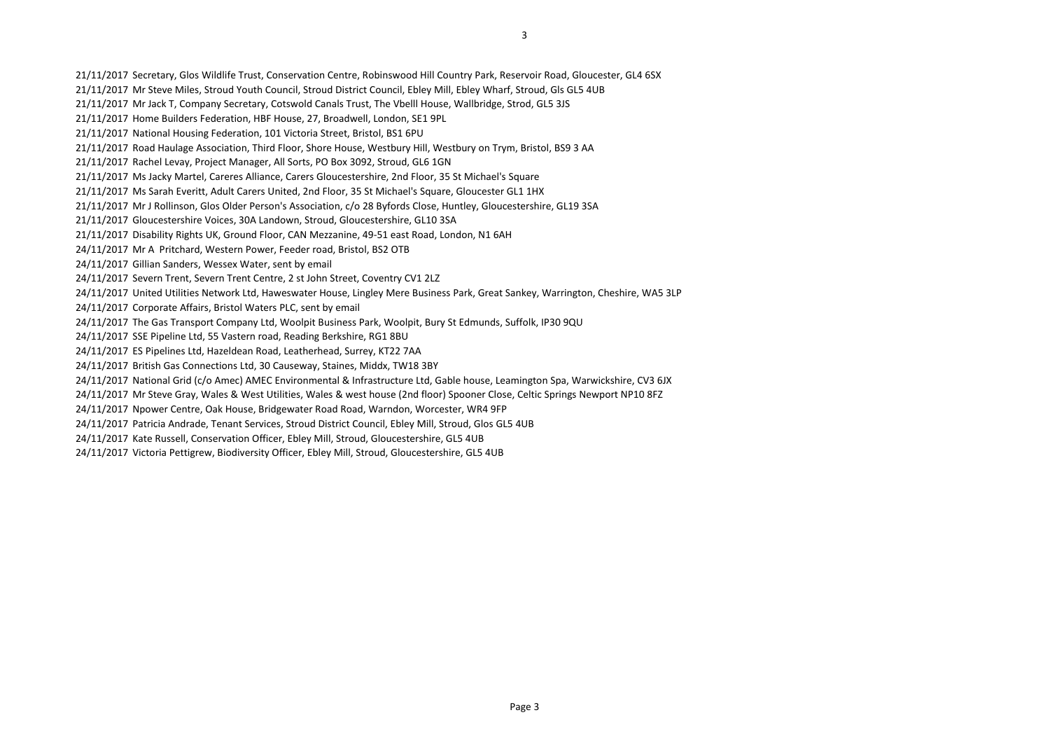21/11/2017 Secretary, Glos Wildlife Trust, Conservation Centre, Robinswood Hill Country Park, Reservoir Road, Gloucester, GL4 6SX
21/11/2017 Mr Steve Miles, Stroud Youth Council, Stroud District Council, Ebley Mill, Ebley Wharf, Stroud, Gls GL5 4UB
21/11/2017 Mr Jack T, Company Secretary, Cotswold Canals Trust, The Vbelll House, Wallbridge, Strod, GL5 3JS
21/11/2017 Home Builders Federation, HBF House, 27, Broadwell, London, SE1 9PL
21/11/2017 National Housing Federation, 101 Victoria Street, Bristol, BS1 6PU
21/11/2017 Road Haulage Association, Third Floor, Shore House, Westbury Hill, Westbury on Trym, Bristol, BS9 3 AA
21/11/2017 Rachel Levay, Project Manager, All Sorts, PO Box 3092, Stroud, GL6 1GN
21/11/2017 Ms Jacky Martel, Careres Alliance, Carers Gloucestershire, 2nd Floor, 35 St Michael's Square
21/11/2017 Ms Sarah Everitt, Adult Carers United, 2nd Floor, 35 St Michael's Square, Gloucester GL1 1HX
21/11/2017 Mr J Rollinson, Glos Older Person's Association, c/o 28 Byfords Close, Huntley, Gloucestershire, GL19 3SA
21/11/2017 Gloucestershire Voices, 30A Landown, Stroud, Gloucestershire, GL10 3SA
21/11/2017 Disability Rights UK, Ground Floor, CAN Mezzanine, 49-51 east Road, London, N1 6AH
24/11/2017 Mr A Pritchard, Western Power, Feeder road, Bristol, BS2 OTB
24/11/2017 Gillian Sanders, Wessex Water, sent by email
24/11/2017 Severn Trent, Severn Trent Centre, 2 st John Street, Coventry CV1 2LZ
24/11/2017 United Utilities Network Ltd, Haweswater House, Lingley Mere Business Park, Great Sankey, Warrington, Cheshire, WA5 3LP
24/11/2017 Corporate Affairs, Bristol Waters PLC, sent by email
24/11/2017 The Gas Transport Company Ltd, Woolpit Business Park, Woolpit, Bury St Edmunds, Suffolk, IP30 9QU
24/11/2017 SSE Pipeline Ltd, 55 Vastern road, Reading Berkshire, RG1 8BU
24/11/2017 ES Pipelines Ltd, Hazeldean Road, Leatherhead, Surrey, KT22 7AA
24/11/2017 British Gas Connections Ltd, 30 Causeway, Staines, Middx, TW18 3BY
24/11/2017 National Grid (c/o Amec) AMEC Environmental & Infrastructure Ltd, Gable house, Leamington Spa, Warwickshire, CV3 6JX
24/11/2017 Mr Steve Gray, Wales & West Utilities, Wales & west house (2nd floor) Spooner Close, Celtic Springs Newport NP10 8FZ
24/11/2017 Npower Centre, Oak House, Bridgewater Road Road, Warndon, Worcester, WR4 9FP
24/11/2017 Patricia Andrade, Tenant Services, Stroud District Council, Ebley Mill, Stroud, Glos GL5 4UB
24/11/2017 Kate Russell, Conservation Officer, Ebley Mill, Stroud, Gloucestershire, GL5 4UB
24/11/2017 Victoria Pettigrew, Biodiversity Officer, Ebley Mill, Stroud, Gloucestershire, GL5 4UB